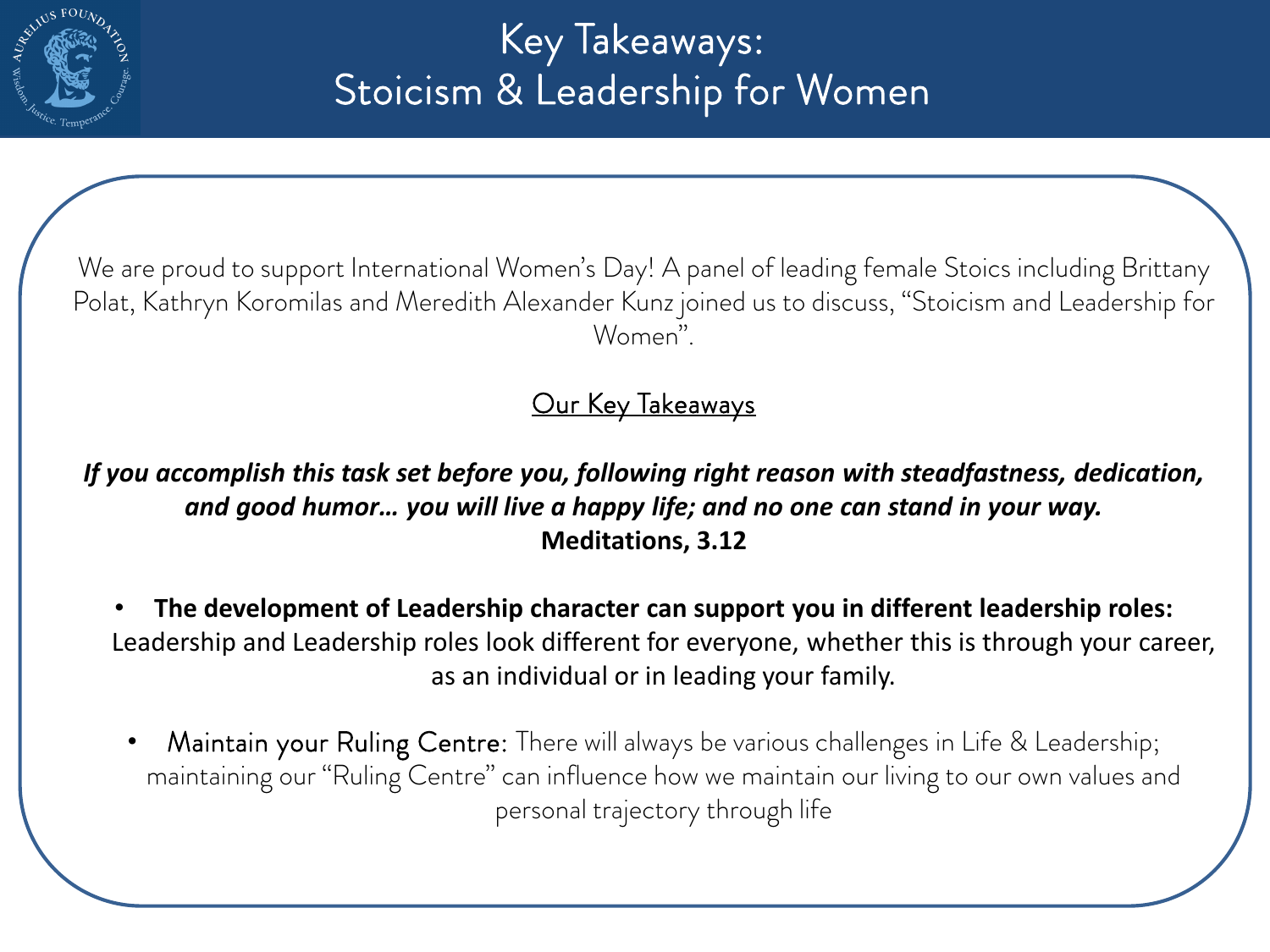# Key Takeaways: Stoicism & Leadership for Women

We are proud to support International Women's Day! A panel of leading female Stoics including Brittany Polat, Kathryn Koromilas and Meredith Alexander Kunz joined us to discuss, "Stoicism and Leadership for Women".

## Our Key Takeaways

***If you accomplish this task set before you, following right reason with steadfastness, dedication, and good humor… you will live a happy life; and no one can stand in your way.***
**Meditations, 3.12**

- **The development of Leadership character can support you in different leadership roles:** Leadership and Leadership roles look different for everyone, whether this is through your career, as an individual or in leading your family.

- Maintain your Ruling Centre: There will always be various challenges in Life & Leadership; maintaining our "Ruling Centre" can influence how we maintain our living to our own values and personal trajectory through life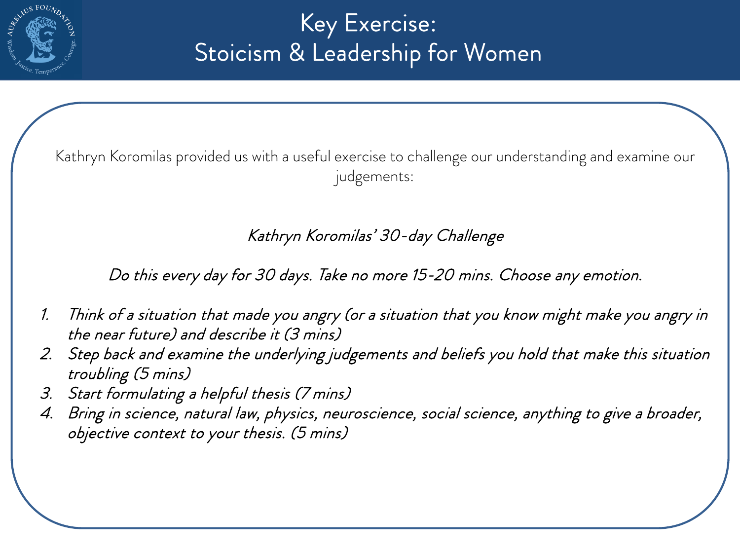# Key Exercise: Stoicism & Leadership for Women

Kathryn Koromilas provided us with a useful exercise to challenge our understanding and examine our judgements:

*Kathryn Koromilas' 30-day Challenge*

*Do this every day for 30 days. Take no more 15-20 mins. Choose any emotion.*

1. *Think of a situation that made you angry (or a situation that you know might make you angry in the near future) and describe it (3 mins)*
2. *Step back and examine the underlying judgements and beliefs you hold that make this situation troubling (5 mins)*
3. *Start formulating a helpful thesis (7 mins)*
4. *Bring in science, natural law, physics, neuroscience, social science, anything to give a broader, objective context to your thesis. (5 mins)*